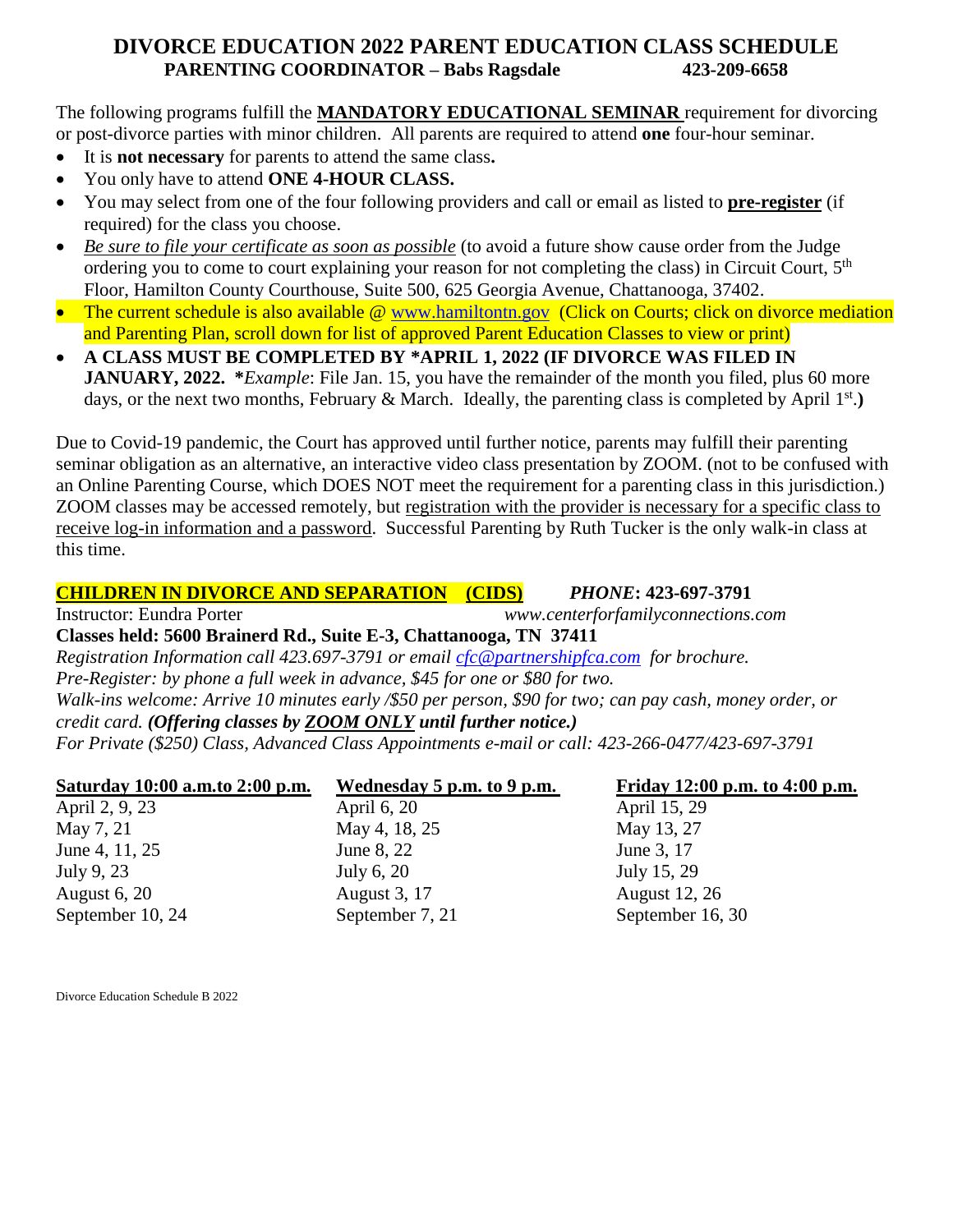# DIVORCE EDUCATION 2022 PARENT EDUCATION CLASS SCHEDULE

**PARENTING COORDINATOR – Babs Ragsdale 423-209-6658**

The following programs fulfill the **MANDATORY EDUCATIONAL SEMINAR** requirement for divorcing or post-divorce parties with minor children. All parents are required to attend **one** four-hour seminar.

- It is **not necessary** for parents to attend the same class**.**
- You only have to attend **ONE 4-HOUR CLASS.**
- You may select from one of the four following providers and call or email as listed to **pre-register** (if required) for the class you choose.
- *Be sure to file your certificate as soon as possible* (to avoid a future show cause order from the Judge ordering you to come to court explaining your reason for not completing the class) in Circuit Court, 5th Floor, Hamilton County Courthouse, Suite 500, 625 Georgia Avenue, Chattanooga, 37402.
- The current schedule is also available @ www.hamiltontn.gov (Click on Courts; click on divorce mediation and Parenting Plan, scroll down for list of approved Parent Education Classes to view or print)
- **A CLASS MUST BE COMPLETED BY *APRIL 1, 2022 (IF DIVORCE WAS FILED IN JANUARY, 2022. \****Example*: File Jan. 15, you have the remainder of the month you filed, plus 60 more days, or the next two months, February & March. Ideally, the parenting class is completed by April 1st.**)**

Due to Covid-19 pandemic, the Court has approved until further notice, parents may fulfill their parenting seminar obligation as an alternative, an interactive video class presentation by ZOOM. (not to be confused with an Online Parenting Course, which DOES NOT meet the requirement for a parenting class in this jurisdiction.) ZOOM classes may be accessed remotely, but registration with the provider is necessary for a specific class to receive log-in information and a password. Successful Parenting by Ruth Tucker is the only walk-in class at this time.

## CHILDREN IN DIVORCE AND SEPARATION (CIDS)

*PHONE***: 423-697-3791**

Instructor: Eundra Porter *www.centerforfamilyconnections.com*

**Classes held: 5600 Brainerd Rd., Suite E-3, Chattanooga, TN 37411**

*Registration Information call 423.697-3791 or email cfc@partnershipfca.com for brochure.*

*Pre-Register: by phone a full week in advance, $45 for one or $80 for two.*

*Walk-ins welcome: Arrive 10 minutes early /$50 per person, $90 for two; can pay cash, money order, or credit card.* ***(Offering classes by ZOOM ONLY until further notice.)***

*For Private ($250) Class, Advanced Class Appointments e-mail or call: 423-266-0477/423-697-3791*

| Saturday 10:00 a.m.to 2:00 p.m. | Wednesday 5 p.m. to 9 p.m. | Friday 12:00 p.m. to 4:00 p.m. |
|---|---|---|
| April 2, 9, 23 | April 6, 20 | April 15, 29 |
| May 7, 21 | May 4, 18, 25 | May 13, 27 |
| June 4, 11, 25 | June 8, 22 | June 3, 17 |
| July 9, 23 | July 6, 20 | July 15, 29 |
| August 6, 20 | August 3, 17 | August 12, 26 |
| September 10, 24 | September 7, 21 | September 16, 30 |

Divorce Education Schedule B 2022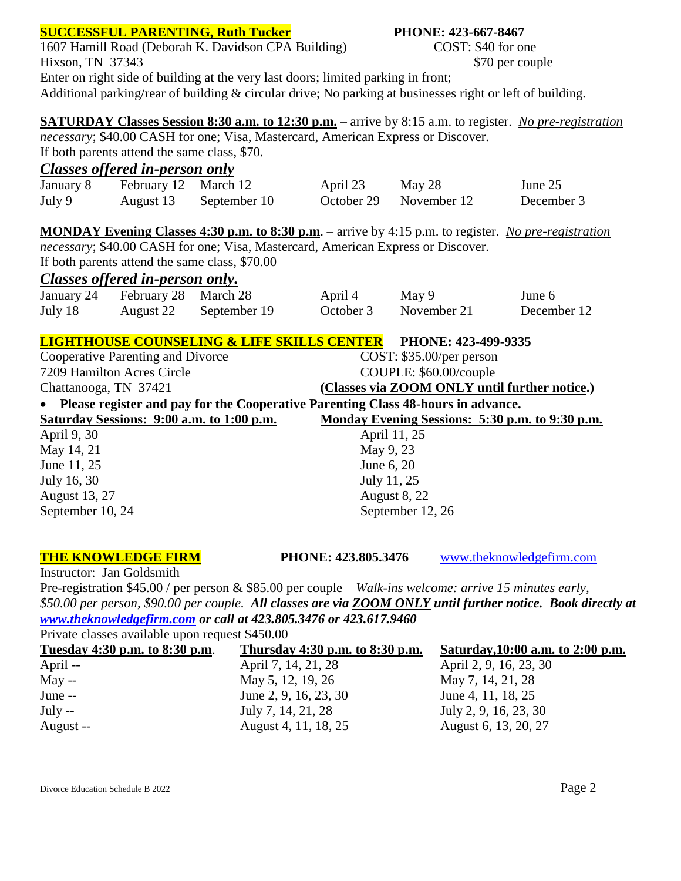**SUCCESSFUL PARENTING, Ruth Tucker** **PHONE: 423-667-8467**

1607 Hamill Road (Deborah K. Davidson CPA Building) COST: $40 for one
Hixson, TN 37343 $70 per couple

Enter on right side of building at the very last doors; limited parking in front;
Additional parking/rear of building & circular drive; No parking at businesses right or left of building.

**SATURDAY Classes Session 8:30 a.m. to 12:30 p.m.** – arrive by 8:15 a.m. to register. *No pre-registration necessary*; $40.00 CASH for one; Visa, Mastercard, American Express or Discover.
If both parents attend the same class, $70.

***Classes offered in-person only***

| | | | | | |
|---|---|---|---|---|---|
| January 8 | February 12 | March 12 | April 23 | May 28 | June 25 |
| July 9 | August 13 | September 10 | October 29 | November 12 | December 3 |

**MONDAY Evening Classes 4:30 p.m. to 8:30 p.m**. – arrive by 4:15 p.m. to register. *No pre-registration necessary*; $40.00 CASH for one; Visa, Mastercard, American Express or Discover.
If both parents attend the same class, $70.00

***Classes offered in-person only.***

| | | | | | |
|---|---|---|---|---|---|
| January 24 | February 28 | March 28 | April 4 | May 9 | June 6 |
| July 18 | August 22 | September 19 | October 3 | November 21 | December 12 |

**LIGHTHOUSE COUNSELING & LIFE SKILLS CENTER** **PHONE: 423-499-9335**

Cooperative Parenting and Divorce COST: $35.00/per person
7209 Hamilton Acres Circle COUPLE: $60.00/couple
Chattanooga, TN 37421 **(Classes via ZOOM ONLY until further notice.)**

- **Please register and pay for the Cooperative Parenting Class 48-hours in advance.**

| Saturday Sessions: 9:00 a.m. to 1:00 p.m. | Monday Evening Sessions: 5:30 p.m. to 9:30 p.m. |
|---|---|
| April 9, 30 | April 11, 25 |
| May 14, 21 | May 9, 23 |
| June 11, 25 | June 6, 20 |
| July 16, 30 | July 11, 25 |
| August 13, 27 | August 8, 22 |
| September 10, 24 | September 12, 26 |

**THE KNOWLEDGE FIRM** **PHONE: 423.805.3476** www.theknowledgefirm.com

Instructor: Jan Goldsmith

Pre-registration $45.00 / per person & $85.00 per couple – *Walk-ins welcome: arrive 15 minutes early, $50.00 per person, $90.00 per couple.* ***All classes are via ZOOM ONLY until further notice. Book directly at www.theknowledgefirm.com or call at 423.805.3476 or 423.617.9460***

Private classes available upon request $450.00

| Tuesday 4:30 p.m. to 8:30 p.m. | Thursday 4:30 p.m. to 8:30 p.m. | Saturday,10:00 a.m. to 2:00 p.m. |
|---|---|---|
| April -- | April 7, 14, 21, 28 | April 2, 9, 16, 23, 30 |
| May -- | May 5, 12, 19, 26 | May 7, 14, 21, 28 |
| June -- | June 2, 9, 16, 23, 30 | June 4, 11, 18, 25 |
| July -- | July 7, 14, 21, 28 | July 2, 9, 16, 23, 30 |
| August -- | August 4, 11, 18, 25 | August 6, 13, 20, 27 |